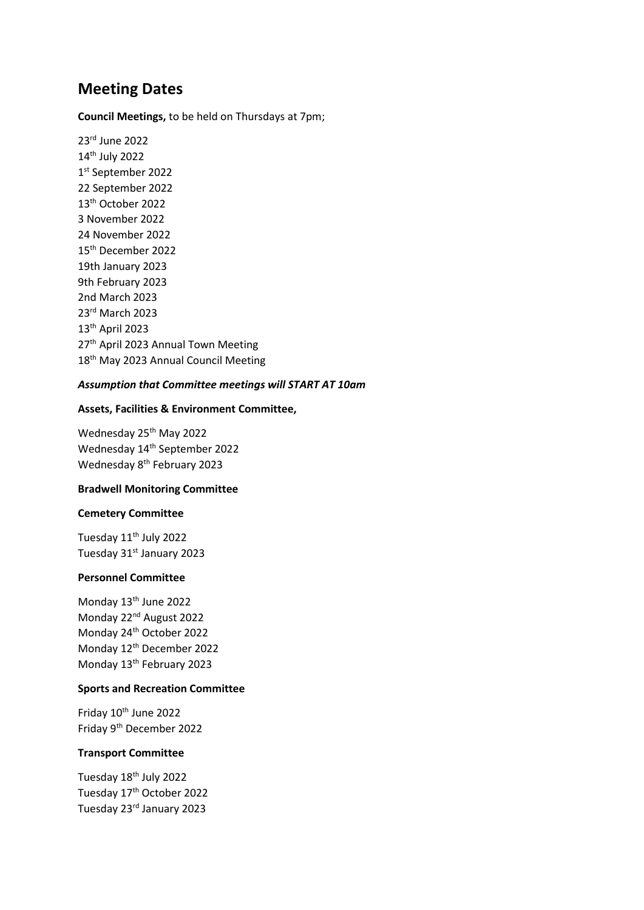# Meeting Dates

**Council Meetings,** to be held on Thursdays at 7pm;

23rd June 2022
14th July 2022
1st September 2022
22 September 2022
13th October 2022
3 November 2022
24 November 2022
15th December 2022
19th January 2023
9th February 2023
2nd March 2023
23rd March 2023
13th April 2023
27th April 2023 Annual Town Meeting
18th May 2023 Annual Council Meeting

***Assumption that Committee meetings will START AT 10am***

**Assets, Facilities & Environment Committee,**

Wednesday 25th May 2022
Wednesday 14th September 2022
Wednesday 8th February 2023

**Bradwell Monitoring Committee**

**Cemetery Committee**

Tuesday 11th July 2022
Tuesday 31st January 2023

**Personnel Committee**

Monday 13th June 2022
Monday 22nd August 2022
Monday 24th October 2022
Monday 12th December 2022
Monday 13th February 2023

**Sports and Recreation Committee**

Friday 10th June 2022
Friday 9th December 2022

**Transport Committee**

Tuesday 18th July 2022
Tuesday 17th October 2022
Tuesday 23rd January 2023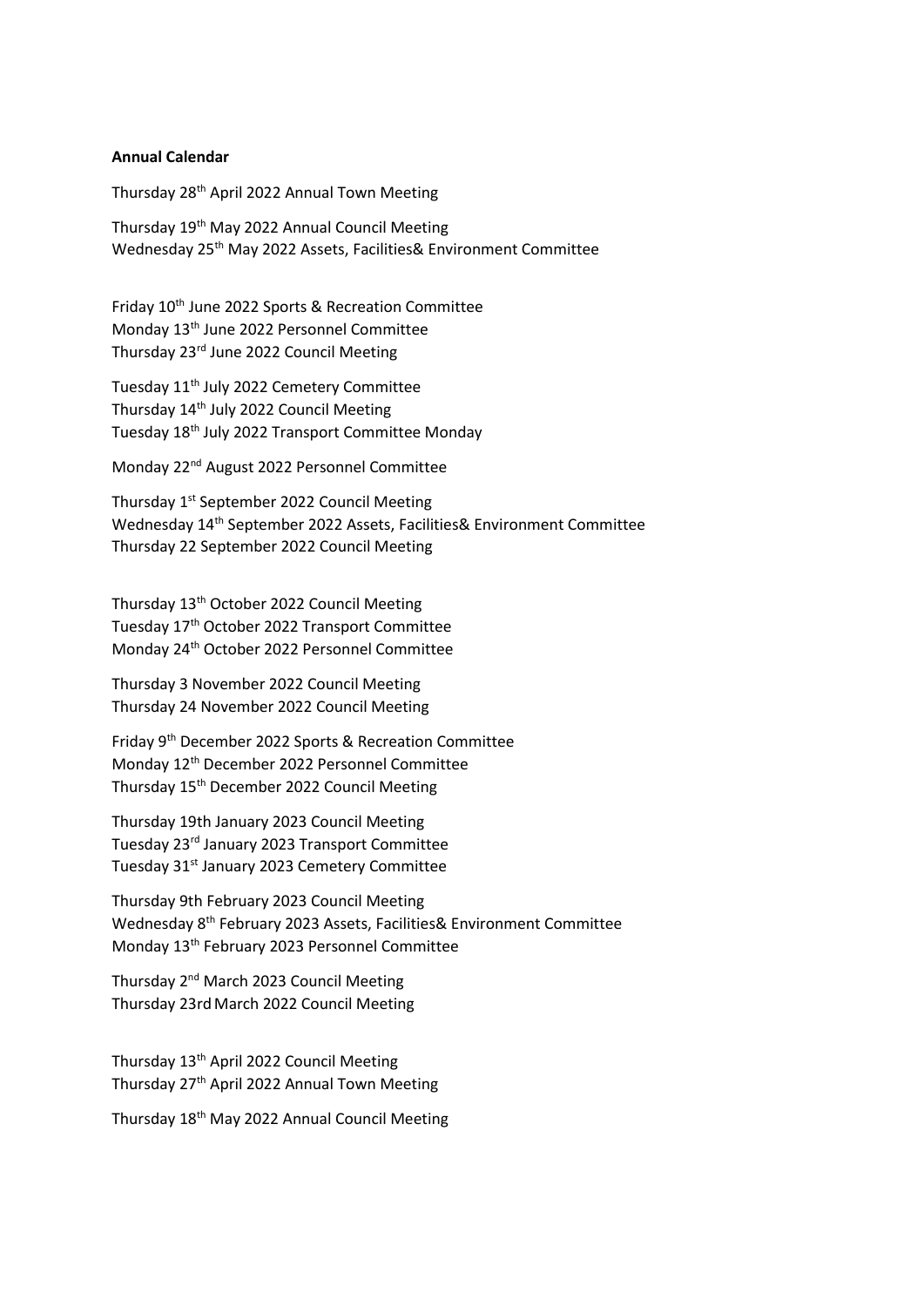**Annual Calendar**

Thursday 28th April 2022 Annual Town Meeting

Thursday 19th May 2022 Annual Council Meeting
Wednesday 25th May 2022 Assets, Facilities& Environment Committee

Friday 10th June 2022 Sports & Recreation Committee
Monday 13th June 2022 Personnel Committee
Thursday 23rd June 2022 Council Meeting

Tuesday 11th July 2022 Cemetery Committee
Thursday 14th July 2022 Council Meeting
Tuesday 18th July 2022 Transport Committee Monday

Monday 22nd August 2022 Personnel Committee

Thursday 1st September 2022 Council Meeting
Wednesday 14th September 2022 Assets, Facilities& Environment Committee
Thursday 22 September 2022 Council Meeting

Thursday 13th October 2022 Council Meeting
Tuesday 17th October 2022 Transport Committee
Monday 24th October 2022 Personnel Committee

Thursday 3 November 2022 Council Meeting
Thursday 24 November 2022 Council Meeting

Friday 9th December 2022 Sports & Recreation Committee
Monday 12th December 2022 Personnel Committee
Thursday 15th December 2022 Council Meeting

Thursday 19th January 2023 Council Meeting
Tuesday 23rd January 2023 Transport Committee
Tuesday 31st January 2023 Cemetery Committee

Thursday 9th February 2023 Council Meeting
Wednesday 8th February 2023 Assets, Facilities& Environment Committee
Monday 13th February 2023 Personnel Committee

Thursday 2nd March 2023 Council Meeting
Thursday 23rd March 2022 Council Meeting

Thursday 13th April 2022 Council Meeting
Thursday 27th April 2022 Annual Town Meeting

Thursday 18th May 2022 Annual Council Meeting